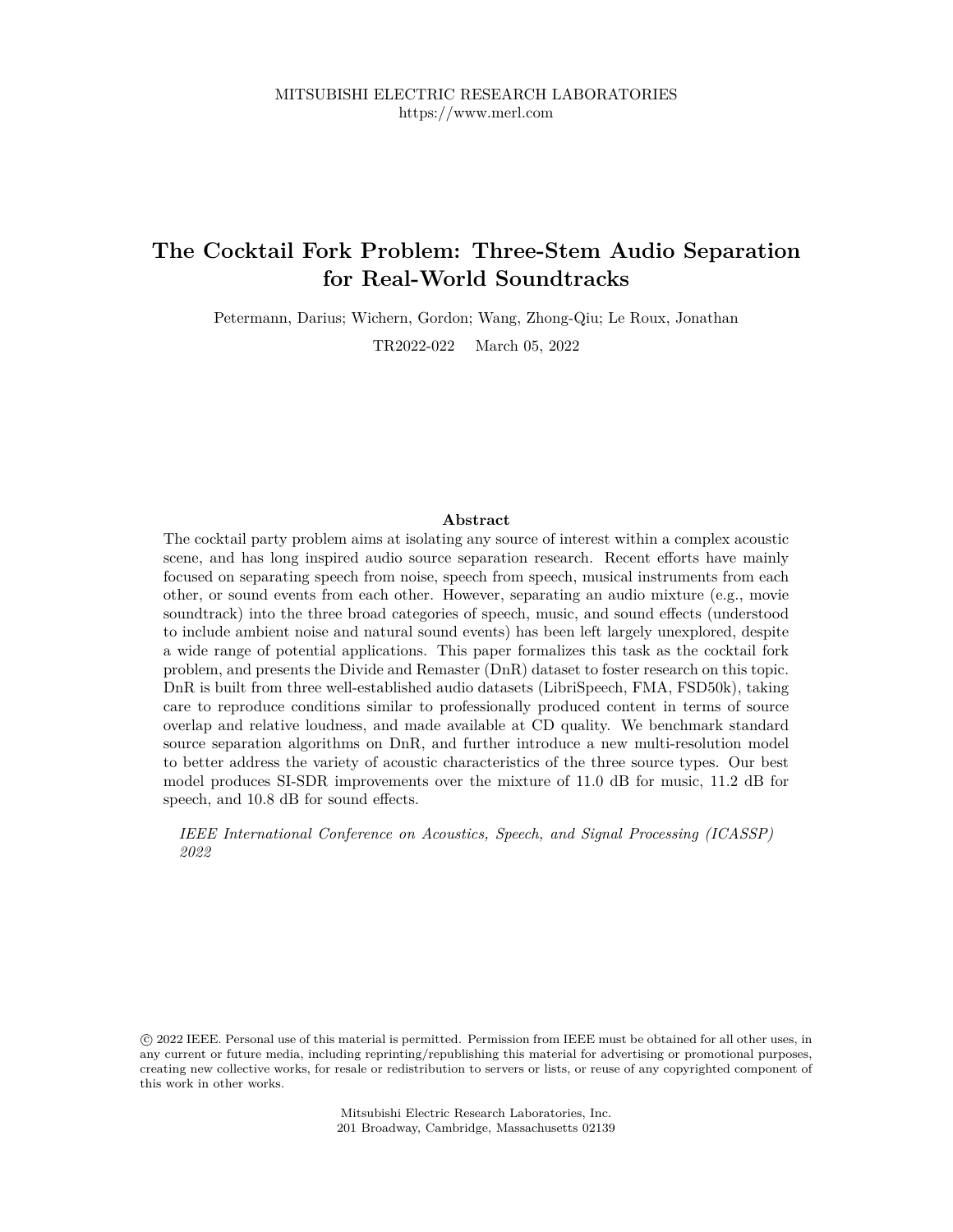MITSUBISHI ELECTRIC RESEARCH LABORATORIES
https://www.merl.com

# The Cocktail Fork Problem: Three-Stem Audio Separation for Real-World Soundtracks

Petermann, Darius; Wichern, Gordon; Wang, Zhong-Qiu; Le Roux, Jonathan

TR2022-022 March 05, 2022

## Abstract

The cocktail party problem aims at isolating any source of interest within a complex acoustic scene, and has long inspired audio source separation research. Recent efforts have mainly focused on separating speech from noise, speech from speech, musical instruments from each other, or sound events from each other. However, separating an audio mixture (e.g., movie soundtrack) into the three broad categories of speech, music, and sound effects (understood to include ambient noise and natural sound events) has been left largely unexplored, despite a wide range of potential applications. This paper formalizes this task as the cocktail fork problem, and presents the Divide and Remaster (DnR) dataset to foster research on this topic. DnR is built from three well-established audio datasets (LibriSpeech, FMA, FSD50k), taking care to reproduce conditions similar to professionally produced content in terms of source overlap and relative loudness, and made available at CD quality. We benchmark standard source separation algorithms on DnR, and further introduce a new multi-resolution model to better address the variety of acoustic characteristics of the three source types. Our best model produces SI-SDR improvements over the mixture of 11.0 dB for music, 11.2 dB for speech, and 10.8 dB for sound effects.

*IEEE International Conference on Acoustics, Speech, and Signal Processing (ICASSP) 2022*

© 2022 IEEE. Personal use of this material is permitted. Permission from IEEE must be obtained for all other uses, in any current or future media, including reprinting/republishing this material for advertising or promotional purposes, creating new collective works, for resale or redistribution to servers or lists, or reuse of any copyrighted component of this work in other works.

Mitsubishi Electric Research Laboratories, Inc.
201 Broadway, Cambridge, Massachusetts 02139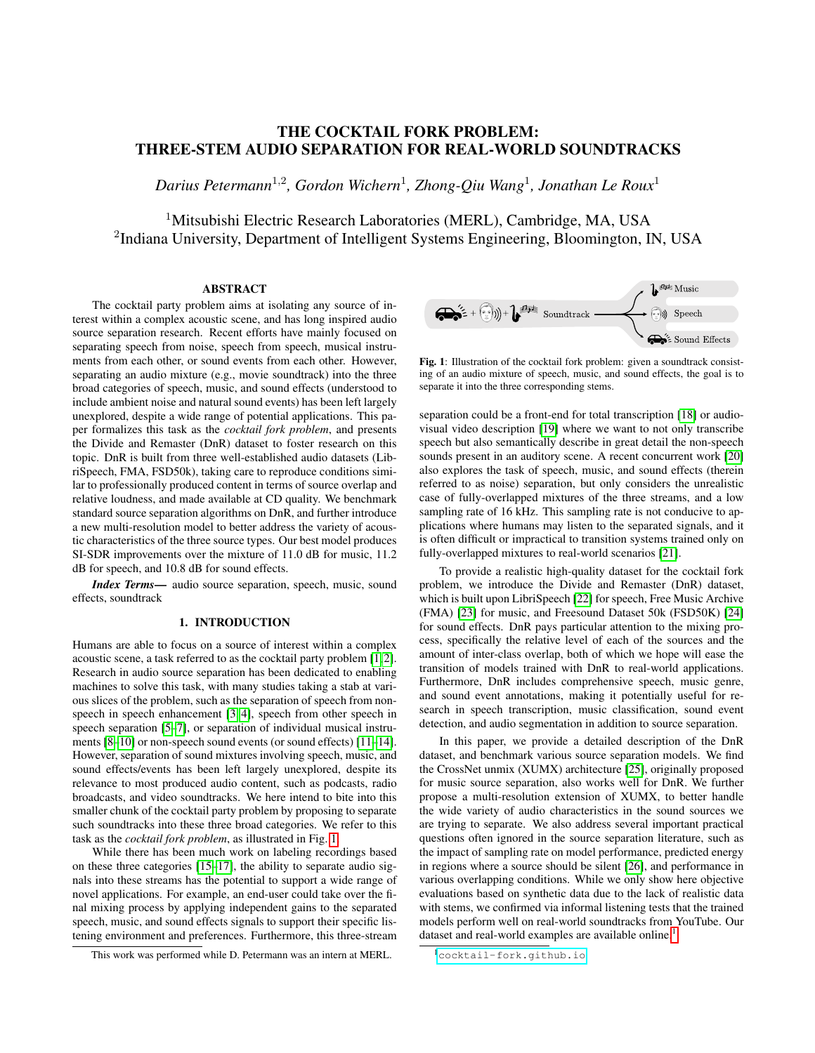# THE COCKTAIL FORK PROBLEM: THREE-STEM AUDIO SEPARATION FOR REAL-WORLD SOUNDTRACKS

*Darius Petermann*[1,2], *Gordon Wichern*[1], *Zhong-Qiu Wang*[1], *Jonathan Le Roux*[1]

[1]Mitsubishi Electric Research Laboratories (MERL), Cambridge, MA, USA
[2]Indiana University, Department of Intelligent Systems Engineering, Bloomington, IN, USA

## ABSTRACT

The cocktail party problem aims at isolating any source of interest within a complex acoustic scene, and has long inspired audio source separation research. Recent efforts have mainly focused on separating speech from noise, speech from speech, musical instruments from each other, or sound events from each other. However, separating an audio mixture (e.g., movie soundtrack) into the three broad categories of speech, music, and sound effects (understood to include ambient noise and natural sound events) has been left largely unexplored, despite a wide range of potential applications. This paper formalizes this task as the *cocktail fork problem*, and presents the Divide and Remaster (DnR) dataset to foster research on this topic. DnR is built from three well-established audio datasets (LibriSpeech, FMA, FSD50k), taking care to reproduce conditions similar to professionally produced content in terms of source overlap and relative loudness, and made available at CD quality. We benchmark standard source separation algorithms on DnR, and further introduce a new multi-resolution model to better address the variety of acoustic characteristics of the three source types. Our best model produces SI-SDR improvements over the mixture of 11.0 dB for music, 11.2 dB for speech, and 10.8 dB for sound effects.

***Index Terms***— audio source separation, speech, music, sound effects, soundtrack

## 1. INTRODUCTION

Humans are able to focus on a source of interest within a complex acoustic scene, a task referred to as the cocktail party problem [1, 2]. Research in audio source separation has been dedicated to enabling machines to solve this task, with many studies taking a stab at various slices of the problem, such as the separation of speech from non-speech in speech enhancement [3, 4], speech from other speech in speech separation [5–7], or separation of individual musical instruments [8–10] or non-speech sound events (or sound effects) [11–14]. However, separation of sound mixtures involving speech, music, and sound effects/events has been left largely unexplored, despite its relevance to most produced audio content, such as podcasts, radio broadcasts, and video soundtracks. We here intend to bite into this smaller chunk of the cocktail party problem by proposing to separate such soundtracks into these three broad categories. We refer to this task as the *cocktail fork problem*, as illustrated in Fig. 1.

While there has been much work on labeling recordings based on these three categories [15–17], the ability to separate audio signals into these streams has the potential to support a wide range of novel applications. For example, an end-user could take over the final mixing process by applying independent gains to the separated speech, music, and sound effects signals to support their specific listening environment and preferences. Furthermore, this three-stream separation could be a front-end for total transcription [18] or audio-visual video description [19] where we want to not only transcribe speech but also semantically describe in great detail the non-speech sounds present in an auditory scene. A recent concurrent work [20] also explores the task of speech, music, and sound effects (therein referred to as noise) separation, but only considers the unrealistic case of fully-overlapped mixtures of the three streams, and a low sampling rate of 16 kHz. This sampling rate is not conducive to applications where humans may listen to the separated signals, and it is often difficult or impractical to transition systems trained only on fully-overlapped mixtures to real-world scenarios [21].

Fig. 1: Illustration of the cocktail fork problem: given a soundtrack consisting of an audio mixture of speech, music, and sound effects, the goal is to separate it into the three corresponding stems.

To provide a realistic high-quality dataset for the cocktail fork problem, we introduce the Divide and Remaster (DnR) dataset, which is built upon LibriSpeech [22] for speech, Free Music Archive (FMA) [23] for music, and Freesound Dataset 50k (FSD50K) [24] for sound effects. DnR pays particular attention to the mixing process, specifically the relative level of each of the sources and the amount of inter-class overlap, both of which we hope will ease the transition of models trained with DnR to real-world applications. Furthermore, DnR includes comprehensive speech, music genre, and sound event annotations, making it potentially useful for research in speech transcription, music classification, sound event detection, and audio segmentation in addition to source separation.

In this paper, we provide a detailed description of the DnR dataset, and benchmark various source separation models. We find the CrossNet unmix (XUMX) architecture [25], originally proposed for music source separation, also works well for DnR. We further propose a multi-resolution extension of XUMX, to better handle the wide variety of audio characteristics in the sound sources we are trying to separate. We also address several important practical questions often ignored in the source separation literature, such as the impact of sampling rate on model performance, predicted energy in regions where a source should be silent [26], and performance in various overlapping conditions. While we only show here objective evaluations based on synthetic data due to the lack of realistic data with stems, we confirmed via informal listening tests that the trained models perform well on real-world soundtracks from YouTube. Our dataset and real-world examples are available online.[1]

This work was performed while D. Petermann was an intern at MERL.

[1]cocktail-fork.github.io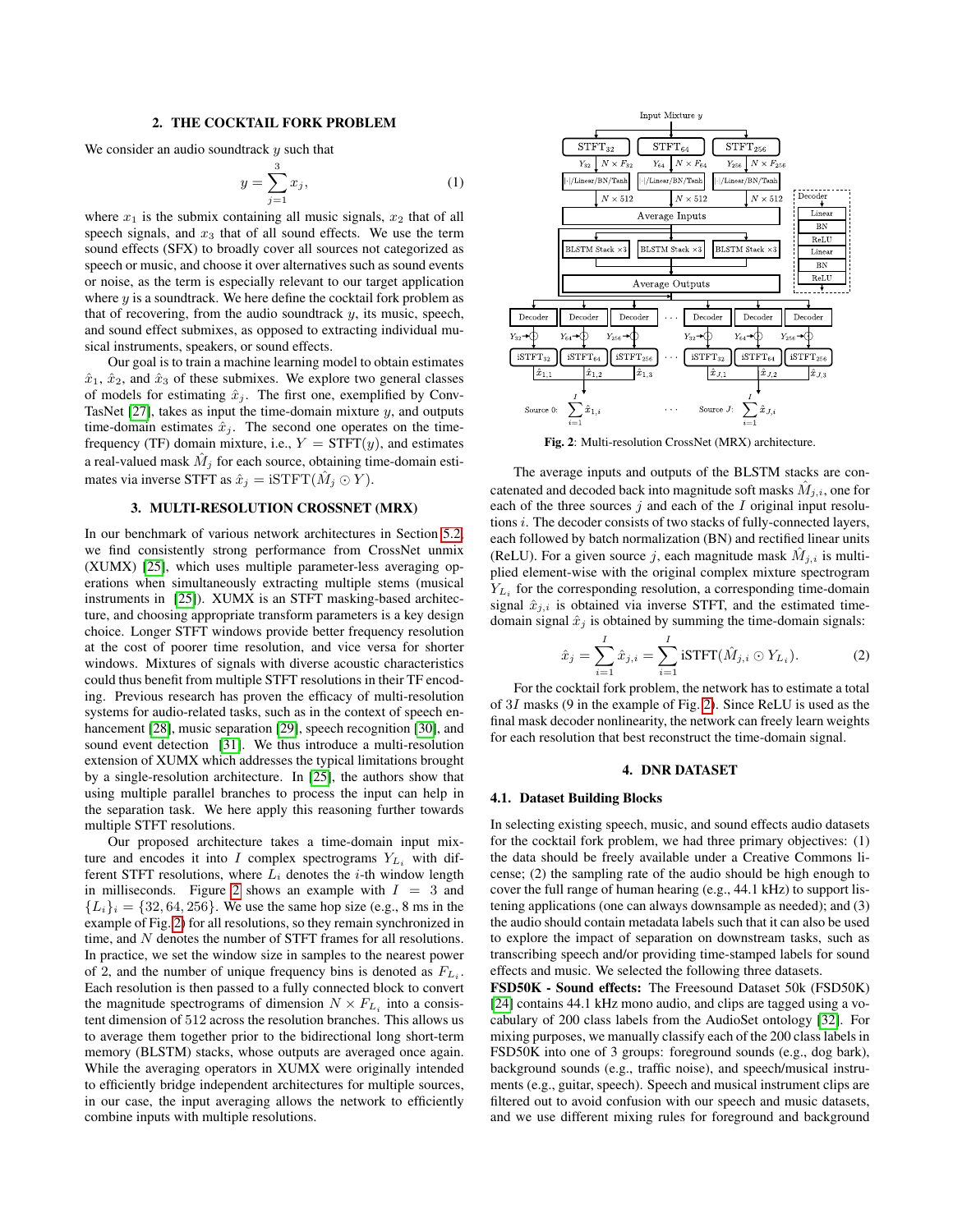## 2. THE COCKTAIL FORK PROBLEM

We consider an audio soundtrack $y$ such that

$$y = \sum_{j=1}^{3} x_j, \tag{1}$$

where $x_1$ is the submix containing all music signals, $x_2$ that of all speech signals, and $x_3$ that of all sound effects. We use the term sound effects (SFX) to broadly cover all sources not categorized as speech or music, and choose it over alternatives such as sound events or noise, as the term is especially relevant to our target application where $y$ is a soundtrack. We here define the cocktail fork problem as that of recovering, from the audio soundtrack $y$, its music, speech, and sound effect submixes, as opposed to extracting individual musical instruments, speakers, or sound effects.

Our goal is to train a machine learning model to obtain estimates $\hat{x}_1$, $\hat{x}_2$, and $\hat{x}_3$ of these submixes. We explore two general classes of models for estimating $\hat{x}_j$. The first one, exemplified by Conv-TasNet [27], takes as input the time-domain mixture $y$, and outputs time-domain estimates $\hat{x}_j$. The second one operates on the time-frequency (TF) domain mixture, i.e., $Y = \text{STFT}(y)$, and estimates a real-valued mask $\hat{M}_j$ for each source, obtaining time-domain estimates via inverse STFT as $\hat{x}_j = \text{iSTFT}(\hat{M}_j \odot Y)$.

## 3. MULTI-RESOLUTION CROSSNET (MRX)

In our benchmark of various network architectures in Section 5.2, we find consistently strong performance from CrossNet unmix (XUMX) [25], which uses multiple parameter-less averaging operations when simultaneously extracting multiple stems (musical instruments in [25]). XUMX is an STFT masking-based architecture, and choosing appropriate transform parameters is a key design choice. Longer STFT windows provide better frequency resolution at the cost of poorer time resolution, and vice versa for shorter windows. Mixtures of signals with diverse acoustic characteristics could thus benefit from multiple STFT resolutions in their TF encoding. Previous research has proven the efficacy of multi-resolution systems for audio-related tasks, such as in the context of speech enhancement [28], music separation [29], speech recognition [30], and sound event detection [31]. We thus introduce a multi-resolution extension of XUMX which addresses the typical limitations brought by a single-resolution architecture. In [25], the authors show that using multiple parallel branches to process the input can help in the separation task. We here apply this reasoning further towards multiple STFT resolutions.

Our proposed architecture takes a time-domain input mixture and encodes it into $I$ complex spectrograms $Y_{L_i}$ with different STFT resolutions, where $L_i$ denotes the $i$-th window length in milliseconds. Figure 2 shows an example with $I = 3$ and $\{L_i\}_i = \{32, 64, 256\}$. We use the same hop size (e.g., 8 ms in the example of Fig. 2) for all resolutions, so they remain synchronized in time, and $N$ denotes the number of STFT frames for all resolutions. In practice, we set the window size in samples to the nearest power of 2, and the number of unique frequency bins is denoted as $F_{L_i}$. Each resolution is then passed to a fully connected block to convert the magnitude spectrograms of dimension $N \times F_{L_i}$ into a consistent dimension of 512 across the resolution branches. This allows us to average them together prior to the bidirectional long short-term memory (BLSTM) stacks, whose outputs are averaged once again. While the averaging operators in XUMX were originally intended to efficiently bridge independent architectures for multiple sources, in our case, the input averaging allows the network to efficiently combine inputs with multiple resolutions.

**Fig. 2**: Multi-resolution CrossNet (MRX) architecture.

The average inputs and outputs of the BLSTM stacks are concatenated and decoded back into magnitude soft masks $\hat{M}_{j,i}$, one for each of the three sources $j$ and each of the $I$ original input resolutions $i$. The decoder consists of two stacks of fully-connected layers, each followed by batch normalization (BN) and rectified linear units (ReLU). For a given source $j$, each magnitude mask $\hat{M}_{j,i}$ is multiplied element-wise with the original complex mixture spectrogram $Y_{L_i}$ for the corresponding resolution, a corresponding time-domain signal $\hat{x}_{j,i}$ is obtained via inverse STFT, and the estimated time-domain signal $\hat{x}_j$ is obtained by summing the time-domain signals:

$$\hat{x}_j = \sum_{i=1}^{I} \hat{x}_{j,i} = \sum_{i=1}^{I} \text{iSTFT}(\hat{M}_{j,i} \odot Y_{L_i}). \tag{2}$$

For the cocktail fork problem, the network has to estimate a total of $3I$ masks (9 in the example of Fig. 2). Since ReLU is used as the final mask decoder nonlinearity, the network can freely learn weights for each resolution that best reconstruct the time-domain signal.

## 4. DNR DATASET

### 4.1. Dataset Building Blocks

In selecting existing speech, music, and sound effects audio datasets for the cocktail fork problem, we had three primary objectives: (1) the data should be freely available under a Creative Commons license; (2) the sampling rate of the audio should be high enough to cover the full range of human hearing (e.g., 44.1 kHz) to support listening applications (one can always downsample as needed); and (3) the audio should contain metadata labels such that it can also be used to explore the impact of separation on downstream tasks, such as transcribing speech and/or providing time-stamped labels for sound effects and music. We selected the following three datasets.

**FSD50K - Sound effects:** The Freesound Dataset 50k (FSD50K) [24] contains 44.1 kHz mono audio, and clips are tagged using a vocabulary of 200 class labels from the AudioSet ontology [32]. For mixing purposes, we manually classify each of the 200 class labels in FSD50K into one of 3 groups: foreground sounds (e.g., dog bark), background sounds (e.g., traffic noise), and speech/musical instruments (e.g., guitar, speech). Speech and musical instrument clips are filtered out to avoid confusion with our speech and music datasets, and we use different mixing rules for foreground and background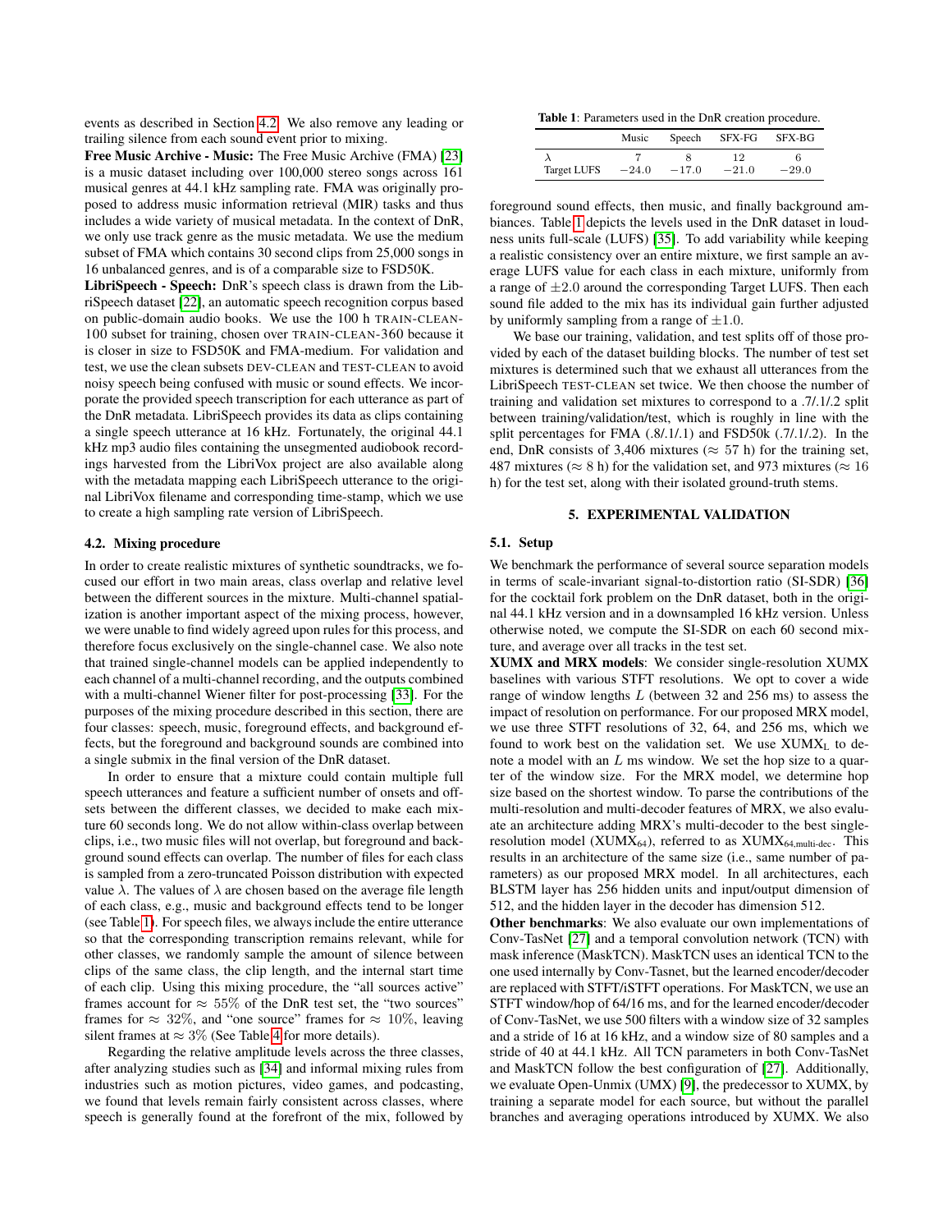events as described in Section 4.2. We also remove any leading or trailing silence from each sound event prior to mixing.

**Free Music Archive - Music:** The Free Music Archive (FMA) [23] is a music dataset including over 100,000 stereo songs across 161 musical genres at 44.1 kHz sampling rate. FMA was originally proposed to address music information retrieval (MIR) tasks and thus includes a wide variety of musical metadata. In the context of DnR, we only use track genre as the music metadata. We use the medium subset of FMA which contains 30 second clips from 25,000 songs in 16 unbalanced genres, and is of a comparable size to FSD50K.

**LibriSpeech - Speech:** DnR's speech class is drawn from the LibriSpeech dataset [22], an automatic speech recognition corpus based on public-domain audio books. We use the 100 h TRAIN-CLEAN-100 subset for training, chosen over TRAIN-CLEAN-360 because it is closer in size to FSD50K and FMA-medium. For validation and test, we use the clean subsets DEV-CLEAN and TEST-CLEAN to avoid noisy speech being confused with music or sound effects. We incorporate the provided speech transcription for each utterance as part of the DnR metadata. LibriSpeech provides its data as clips containing a single speech utterance at 16 kHz. Fortunately, the original 44.1 kHz mp3 audio files containing the unsegmented audiobook recordings harvested from the LibriVox project are also available along with the metadata mapping each LibriSpeech utterance to the original LibriVox filename and corresponding time-stamp, which we use to create a high sampling rate version of LibriSpeech.

### 4.2. Mixing procedure

In order to create realistic mixtures of synthetic soundtracks, we focused our effort in two main areas, class overlap and relative level between the different sources in the mixture. Multi-channel spatialization is another important aspect of the mixing process, however, we were unable to find widely agreed upon rules for this process, and therefore focus exclusively on the single-channel case. We also note that trained single-channel models can be applied independently to each channel of a multi-channel recording, and the outputs combined with a multi-channel Wiener filter for post-processing [33]. For the purposes of the mixing procedure described in this section, there are four classes: speech, music, foreground effects, and background effects, but the foreground and background sounds are combined into a single submix in the final version of the DnR dataset.

In order to ensure that a mixture could contain multiple full speech utterances and feature a sufficient number of onsets and offsets between the different classes, we decided to make each mixture 60 seconds long. We do not allow within-class overlap between clips, i.e., two music files will not overlap, but foreground and background sound effects can overlap. The number of files for each class is sampled from a zero-truncated Poisson distribution with expected value $\lambda$. The values of $\lambda$ are chosen based on the average file length of each class, e.g., music and background effects tend to be longer (see Table 1). For speech files, we always include the entire utterance so that the corresponding transcription remains relevant, while for other classes, we randomly sample the amount of silence between clips of the same class, the clip length, and the internal start time of each clip. Using this mixing procedure, the "all sources active" frames account for $\approx 55\%$ of the DnR test set, the "two sources" frames for $\approx 32\%$, and "one source" frames for $\approx 10\%$, leaving silent frames at $\approx 3\%$ (See Table 4 for more details).

Regarding the relative amplitude levels across the three classes, after analyzing studies such as [34] and informal mixing rules from industries such as motion pictures, video games, and podcasting, we found that levels remain fairly consistent across classes, where speech is generally found at the forefront of the mix, followed by foreground sound effects, then music, and finally background ambiances. Table 1 depicts the levels used in the DnR dataset in loudness units full-scale (LUFS) [35]. To add variability while keeping a realistic consistency over an entire mixture, we first sample an average LUFS value for each class in each mixture, uniformly from a range of $\pm 2.0$ around the corresponding Target LUFS. Then each sound file added to the mix has its individual gain further adjusted by uniformly sampling from a range of $\pm 1.0$.

**Table 1**: Parameters used in the DnR creation procedure.

| | Music | Speech | SFX-FG | SFX-BG |
|---|---|---|---|---|
| $\lambda$ | $7$ | $8$ | $12$ | $6$ |
| Target LUFS | $-24.0$ | $-17.0$ | $-21.0$ | $-29.0$ |

We base our training, validation, and test splits off of those provided by each of the dataset building blocks. The number of test set mixtures is determined such that we exhaust all utterances from the LibriSpeech TEST-CLEAN set twice. We then choose the number of training and validation set mixtures to correspond to a .7/.1/.2 split between training/validation/test, which is roughly in line with the split percentages for FMA (.8/.1/.1) and FSD50k (.7/.1/.2). In the end, DnR consists of 3,406 mixtures ($\approx$ 57 h) for the training set, 487 mixtures ($\approx$ 8 h) for the validation set, and 973 mixtures ($\approx$ 16 h) for the test set, along with their isolated ground-truth stems.

## 5. EXPERIMENTAL VALIDATION

### 5.1. Setup

We benchmark the performance of several source separation models in terms of scale-invariant signal-to-distortion ratio (SI-SDR) [36] for the cocktail fork problem on the DnR dataset, both in the original 44.1 kHz version and in a downsampled 16 kHz version. Unless otherwise noted, we compute the SI-SDR on each 60 second mixture, and average over all tracks in the test set.

**XUMX and MRX models**: We consider single-resolution XUMX baselines with various STFT resolutions. We opt to cover a wide range of window lengths $L$ (between 32 and 256 ms) to assess the impact of resolution on performance. For our proposed MRX model, we use three STFT resolutions of 32, 64, and 256 ms, which we found to work best on the validation set. We use $\text{XUMX}_\text{L}$ to denote a model with an $L$ ms window. We set the hop size to a quarter of the window size. For the MRX model, we determine hop size based on the shortest window. To parse the contributions of the multi-resolution and multi-decoder features of MRX, we also evaluate an architecture adding MRX's multi-decoder to the best single-resolution model ($\text{XUMX}_{64}$), referred to as $\text{XUMX}_{64,\text{multi-dec}}$. This results in an architecture of the same size (i.e., same number of parameters) as our proposed MRX model. In all architectures, each BLSTM layer has 256 hidden units and input/output dimension of 512, and the hidden layer in the decoder has dimension 512.

**Other benchmarks**: We also evaluate our own implementations of Conv-TasNet [27] and a temporal convolution network (TCN) with mask inference (MaskTCN). MaskTCN uses an identical TCN to the one used internally by Conv-Tasnet, but the learned encoder/decoder are replaced with STFT/iSTFT operations. For MaskTCN, we use an STFT window/hop of 64/16 ms, and for the learned encoder/decoder of Conv-TasNet, we use 500 filters with a window size of 32 samples and a stride of 16 at 16 kHz, and a window size of 80 samples and a stride of 40 at 44.1 kHz. All TCN parameters in both Conv-TasNet and MaskTCN follow the best configuration of [27]. Additionally, we evaluate Open-Unmix (UMX) [9], the predecessor to XUMX, by training a separate model for each source, but without the parallel branches and averaging operations introduced by XUMX. We also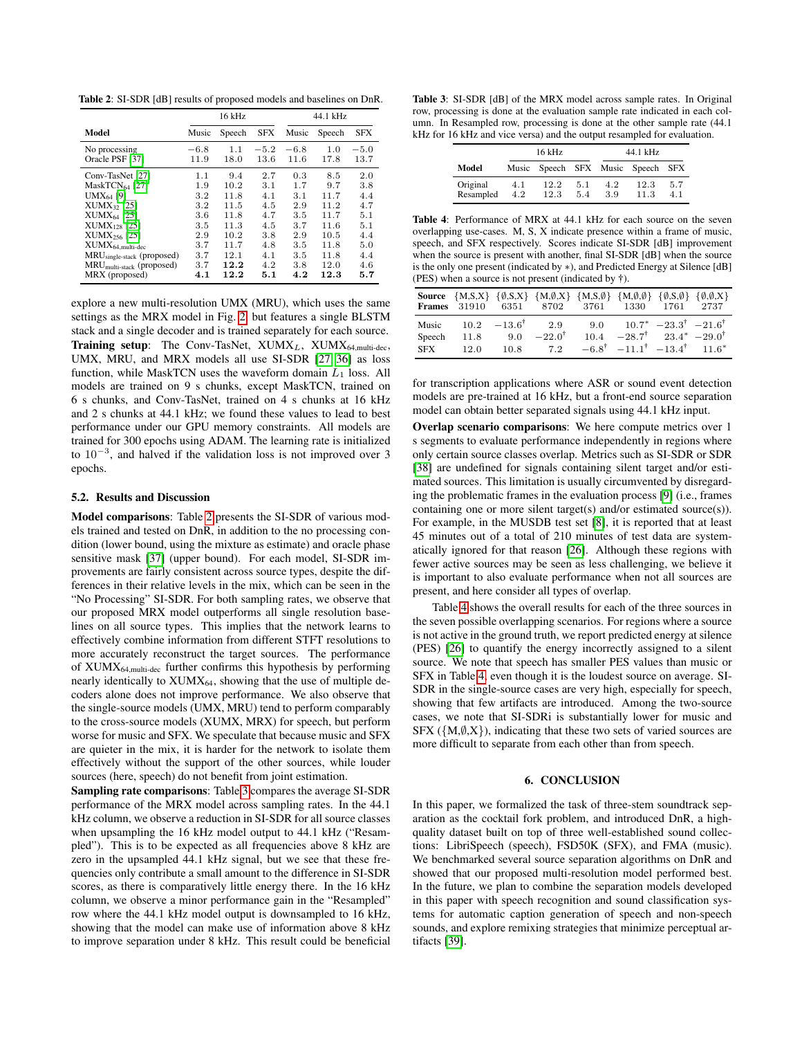**Table 2**: SI-SDR [dB] results of proposed models and baselines on DnR.

| Model | 16 kHz | | | 44.1 kHz | | |
|---|---|---|---|---|---|---|
| | Music | Speech | SFX | Music | Speech | SFX |
| No processing | $-6.8$ | $1.1$ | $-5.2$ | $-6.8$ | $1.0$ | $-5.0$ |
| Oracle PSF [37] | $11.9$ | $18.0$ | $13.6$ | $11.6$ | $17.8$ | $13.7$ |
| Conv-TasNet [27] | $1.1$ | $9.4$ | $2.7$ | $0.3$ | $8.5$ | $2.0$ |
| MaskTCN$_{64}$ [27] | $1.9$ | $10.2$ | $3.1$ | $1.7$ | $9.7$ | $3.8$ |
| UMX$_{64}$ [9] | $3.2$ | $11.8$ | $4.1$ | $3.1$ | $11.7$ | $4.4$ |
| XUMX$_{32}$ [25] | $3.2$ | $11.5$ | $4.5$ | $2.9$ | $11.2$ | $4.7$ |
| XUMX$_{64}$ [25] | $3.6$ | $11.8$ | $4.7$ | $3.5$ | $11.7$ | $5.1$ |
| XUMX$_{128}$ [25] | $3.5$ | $11.3$ | $4.5$ | $3.7$ | $11.6$ | $5.1$ |
| XUMX$_{256}$ [25] | $2.9$ | $10.2$ | $3.8$ | $2.9$ | $10.5$ | $4.4$ |
| XUMX$_{64,\text{multi-dec}}$ | $3.7$ | $11.7$ | $4.8$ | $3.5$ | $11.8$ | $5.0$ |
| MRU$_{\text{single-stack}}$ (proposed) | $3.7$ | $12.1$ | $4.1$ | $3.5$ | $11.8$ | $4.4$ |
| MRU$_{\text{multi-stack}}$ (proposed) | $3.7$ | $\mathbf{12.2}$ | $4.2$ | $3.8$ | $12.0$ | $4.6$ |
| MRX (proposed) | $\mathbf{4.1}$ | $\mathbf{12.2}$ | $\mathbf{5.1}$ | $\mathbf{4.2}$ | $\mathbf{12.3}$ | $\mathbf{5.7}$ |

explore a new multi-resolution UMX (MRU), which uses the same settings as the MRX model in Fig. 2, but features a single BLSTM stack and a single decoder and is trained separately for each source.

**Training setup**: The Conv-TasNet, XUMX$_L$, XUMX$_{64,\text{multi-dec}}$, UMX, MRU, and MRX models all use SI-SDR [27, 36] as loss function, while MaskTCN uses the waveform domain $L_1$ loss. All models are trained on 9 s chunks, except MaskTCN, trained on 6 s chunks, and Conv-TasNet, trained on 4 s chunks at 16 kHz and 2 s chunks at 44.1 kHz; we found these values to lead to best performance under our GPU memory constraints. All models are trained for 300 epochs using ADAM. The learning rate is initialized to $10^{-3}$, and halved if the validation loss is not improved over 3 epochs.

### 5.2. Results and Discussion

**Model comparisons**: Table 2 presents the SI-SDR of various models trained and tested on DnR, in addition to the no processing condition (lower bound, using the mixture as estimate) and oracle phase sensitive mask [37] (upper bound). For each model, SI-SDR improvements are fairly consistent across source types, despite the differences in their relative levels in the mix, which can be seen in the "No Processing" SI-SDR. For both sampling rates, we observe that our proposed MRX model outperforms all single resolution baselines on all source types. This implies that the network learns to effectively combine information from different STFT resolutions to more accurately reconstruct the target sources. The performance of XUMX$_{64,\text{multi-dec}}$ further confirms this hypothesis by performing nearly identically to XUMX$_{64}$, showing that the use of multiple decoders alone does not improve performance. We also observe that the single-source models (UMX, MRU) tend to perform comparably to the cross-source models (XUMX, MRX) for speech, but perform worse for music and SFX. We speculate that because music and SFX are quieter in the mix, it is harder for the network to isolate them effectively without the support of the other sources, while louder sources (here, speech) do not benefit from joint estimation.

**Sampling rate comparisons**: Table 3 compares the average SI-SDR performance of the MRX model across sampling rates. In the 44.1 kHz column, we observe a reduction in SI-SDR for all sources when upsampling the 16 kHz model output to 44.1 kHz ("Resampled"). This is to be expected as all frequencies above 8 kHz are zero in the upsampled 44.1 kHz signal, but we see that these frequencies only contribute a small amount to the difference in SI-SDR scores, as there is comparatively little energy there. In the 16 kHz column, we observe a minor performance gain in the "Resampled" row where the 44.1 kHz model output is downsampled to 16 kHz, showing that the model can make use of information above 8 kHz to improve separation under 8 kHz. This result could be beneficial for transcription applications where ASR or sound event detection models are pre-trained at 16 kHz, but a front-end source separation model can obtain better separated signals using 44.1 kHz input.

**Table 3**: SI-SDR [dB] of the MRX model across sample rates. In Original row, processing is done at the evaluation sample rate indicated in each column. In Resampled row, processing is done at the other sample rate (44.1 kHz for 16 kHz and vice versa) and the output resampled for evaluation.

| Model | 16 kHz | | | 44.1 kHz | | |
|---|---|---|---|---|---|---|
| | Music | Speech | SFX | Music | Speech | SFX |
| Original | 4.1 | 12.2 | 5.1 | 4.2 | 12.3 | 5.7 |
| Resampled | 4.2 | 12.3 | 5.4 | 3.9 | 11.3 | 4.1 |

**Table 4**: Performance of MRX at 44.1 kHz for each source on the seven overlapping use-cases. M, S, X indicate presence within a frame of music, speech, and SFX respectively. Scores indicate SI-SDR [dB] improvement when the source is present with another, final SI-SDR [dB] when the source is the only one present (indicated by $*$), and Predicted Energy at Silence [dB] (PES) when a source is not present (indicated by $\dagger$).

| **Source** | {M,S,X} | {∅,S,X} | {M,∅,X} | {M,S,∅} | {M,∅,∅} | {∅,S,∅} | {∅,∅,X} |
|---|---|---|---|---|---|---|---|
| **Frames** | 31910 | 6351 | 8702 | 3761 | 1330 | 1761 | 2737 |
| Music | $10.2$ | $-13.6^{\dagger}$ | $2.9$ | $9.0$ | $10.7^{*}$ | $-23.3^{\dagger}$ | $-21.6^{\dagger}$ |
| Speech | $11.8$ | $9.0$ | $-22.0^{\dagger}$ | $10.4$ | $-28.7^{\dagger}$ | $23.4^{*}$ | $-29.0^{\dagger}$ |
| SFX | $12.0$ | $10.8$ | $7.2$ | $-6.8^{\dagger}$ | $-11.1^{\dagger}$ | $-13.4^{\dagger}$ | $11.6^{*}$ |

**Overlap scenario comparisons**: We here compute metrics over 1 s segments to evaluate performance independently in regions where only certain source classes overlap. Metrics such as SI-SDR or SDR [38] are undefined for signals containing silent target and/or estimated sources. This limitation is usually circumvented by disregarding the problematic frames in the evaluation process [9] (i.e., frames containing one or more silent target(s) and/or estimated source(s)). For example, in the MUSDB test set [8], it is reported that at least 45 minutes out of a total of 210 minutes of test data are systematically ignored for that reason [26]. Although these regions with fewer active sources may be seen as less challenging, we believe it is important to also evaluate performance when not all sources are present, and here consider all types of overlap.

Table 4 shows the overall results for each of the three sources in the seven possible overlapping scenarios. For regions where a source is not active in the ground truth, we report predicted energy at silence (PES) [26] to quantify the energy incorrectly assigned to a silent source. We note that speech has smaller PES values than music or SFX in Table 4, even though it is the loudest source on average. SI-SDR in the single-source cases are very high, especially for speech, showing that few artifacts are introduced. Among the two-source cases, we note that SI-SDRi is substantially lower for music and SFX ({M,∅,X}), indicating that these two sets of varied sources are more difficult to separate from each other than from speech.

## 6. CONCLUSION

In this paper, we formalized the task of three-stem soundtrack separation as the cocktail fork problem, and introduced DnR, a high-quality dataset built on top of three well-established sound collections: LibriSpeech (speech), FSD50K (SFX), and FMA (music). We benchmarked several source separation algorithms on DnR and showed that our proposed multi-resolution model performed best. In the future, we plan to combine the separation models developed in this paper with speech recognition and sound classification systems for automatic caption generation of speech and non-speech sounds, and explore remixing strategies that minimize perceptual artifacts [39].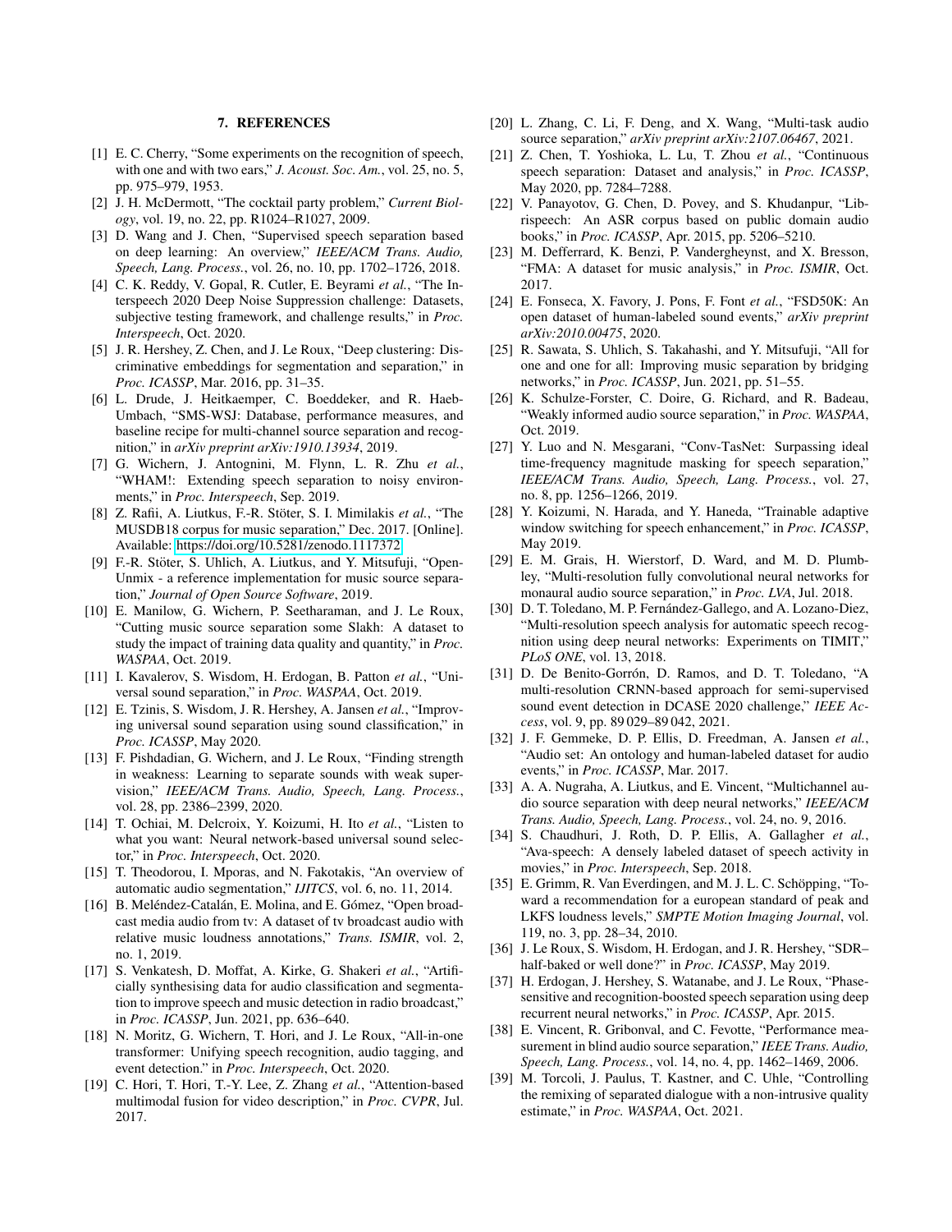## 7. REFERENCES

[1] E. C. Cherry, "Some experiments on the recognition of speech, with one and with two ears," *J. Acoust. Soc. Am.*, vol. 25, no. 5, pp. 975–979, 1953.

[2] J. H. McDermott, "The cocktail party problem," *Current Biology*, vol. 19, no. 22, pp. R1024–R1027, 2009.

[3] D. Wang and J. Chen, "Supervised speech separation based on deep learning: An overview," *IEEE/ACM Trans. Audio, Speech, Lang. Process.*, vol. 26, no. 10, pp. 1702–1726, 2018.

[4] C. K. Reddy, V. Gopal, R. Cutler, E. Beyrami *et al.*, "The Interspeech 2020 Deep Noise Suppression challenge: Datasets, subjective testing framework, and challenge results," in *Proc. Interspeech*, Oct. 2020.

[5] J. R. Hershey, Z. Chen, and J. Le Roux, "Deep clustering: Discriminative embeddings for segmentation and separation," in *Proc. ICASSP*, Mar. 2016, pp. 31–35.

[6] L. Drude, J. Heitkaemper, C. Boeddeker, and R. Haeb-Umbach, "SMS-WSJ: Database, performance measures, and baseline recipe for multi-channel source separation and recognition," in *arXiv preprint arXiv:1910.13934*, 2019.

[7] G. Wichern, J. Antognini, M. Flynn, L. R. Zhu *et al.*, "WHAM!: Extending speech separation to noisy environments," in *Proc. Interspeech*, Sep. 2019.

[8] Z. Rafii, A. Liutkus, F.-R. Stöter, S. I. Mimilakis *et al.*, "The MUSDB18 corpus for music separation," Dec. 2017. [Online]. Available: https://doi.org/10.5281/zenodo.1117372

[9] F.-R. Stöter, S. Uhlich, A. Liutkus, and Y. Mitsufuji, "Open-Unmix - a reference implementation for music source separation," *Journal of Open Source Software*, 2019.

[10] E. Manilow, G. Wichern, P. Seetharaman, and J. Le Roux, "Cutting music source separation some Slakh: A dataset to study the impact of training data quality and quantity," in *Proc. WASPAA*, Oct. 2019.

[11] I. Kavalerov, S. Wisdom, H. Erdogan, B. Patton *et al.*, "Universal sound separation," in *Proc. WASPAA*, Oct. 2019.

[12] E. Tzinis, S. Wisdom, J. R. Hershey, A. Jansen *et al.*, "Improving universal sound separation using sound classification," in *Proc. ICASSP*, May 2020.

[13] F. Pishdadian, G. Wichern, and J. Le Roux, "Finding strength in weakness: Learning to separate sounds with weak supervision," *IEEE/ACM Trans. Audio, Speech, Lang. Process.*, vol. 28, pp. 2386–2399, 2020.

[14] T. Ochiai, M. Delcroix, Y. Koizumi, H. Ito *et al.*, "Listen to what you want: Neural network-based universal sound selector," in *Proc. Interspeech*, Oct. 2020.

[15] T. Theodorou, I. Mporas, and N. Fakotakis, "An overview of automatic audio segmentation," *IJITCS*, vol. 6, no. 11, 2014.

[16] B. Meléndez-Catalán, E. Molina, and E. Gómez, "Open broadcast media audio from tv: A dataset of tv broadcast audio with relative music loudness annotations," *Trans. ISMIR*, vol. 2, no. 1, 2019.

[17] S. Venkatesh, D. Moffat, A. Kirke, G. Shakeri *et al.*, "Artificially synthesising data for audio classification and segmentation to improve speech and music detection in radio broadcast," in *Proc. ICASSP*, Jun. 2021, pp. 636–640.

[18] N. Moritz, G. Wichern, T. Hori, and J. Le Roux, "All-in-one transformer: Unifying speech recognition, audio tagging, and event detection." in *Proc. Interspeech*, Oct. 2020.

[19] C. Hori, T. Hori, T.-Y. Lee, Z. Zhang *et al.*, "Attention-based multimodal fusion for video description," in *Proc. CVPR*, Jul. 2017.

[20] L. Zhang, C. Li, F. Deng, and X. Wang, "Multi-task audio source separation," *arXiv preprint arXiv:2107.06467*, 2021.

[21] Z. Chen, T. Yoshioka, L. Lu, T. Zhou *et al.*, "Continuous speech separation: Dataset and analysis," in *Proc. ICASSP*, May 2020, pp. 7284–7288.

[22] V. Panayotov, G. Chen, D. Povey, and S. Khudanpur, "Librispeech: An ASR corpus based on public domain audio books," in *Proc. ICASSP*, Apr. 2015, pp. 5206–5210.

[23] M. Defferrard, K. Benzi, P. Vandergheynst, and X. Bresson, "FMA: A dataset for music analysis," in *Proc. ISMIR*, Oct. 2017.

[24] E. Fonseca, X. Favory, J. Pons, F. Font *et al.*, "FSD50K: An open dataset of human-labeled sound events," *arXiv preprint arXiv:2010.00475*, 2020.

[25] R. Sawata, S. Uhlich, S. Takahashi, and Y. Mitsufuji, "All for one and one for all: Improving music separation by bridging networks," in *Proc. ICASSP*, Jun. 2021, pp. 51–55.

[26] K. Schulze-Forster, C. Doire, G. Richard, and R. Badeau, "Weakly informed audio source separation," in *Proc. WASPAA*, Oct. 2019.

[27] Y. Luo and N. Mesgarani, "Conv-TasNet: Surpassing ideal time-frequency magnitude masking for speech separation," *IEEE/ACM Trans. Audio, Speech, Lang. Process.*, vol. 27, no. 8, pp. 1256–1266, 2019.

[28] Y. Koizumi, N. Harada, and Y. Haneda, "Trainable adaptive window switching for speech enhancement," in *Proc. ICASSP*, May 2019.

[29] E. M. Grais, H. Wierstorf, D. Ward, and M. D. Plumbley, "Multi-resolution fully convolutional neural networks for monaural audio source separation," in *Proc. LVA*, Jul. 2018.

[30] D. T. Toledano, M. P. Fernández-Gallego, and A. Lozano-Diez, "Multi-resolution speech analysis for automatic speech recognition using deep neural networks: Experiments on TIMIT," *PLoS ONE*, vol. 13, 2018.

[31] D. De Benito-Gorrón, D. Ramos, and D. T. Toledano, "A multi-resolution CRNN-based approach for semi-supervised sound event detection in DCASE 2020 challenge," *IEEE Access*, vol. 9, pp. 89 029–89 042, 2021.

[32] J. F. Gemmeke, D. P. Ellis, D. Freedman, A. Jansen *et al.*, "Audio set: An ontology and human-labeled dataset for audio events," in *Proc. ICASSP*, Mar. 2017.

[33] A. A. Nugraha, A. Liutkus, and E. Vincent, "Multichannel audio source separation with deep neural networks," *IEEE/ACM Trans. Audio, Speech, Lang. Process.*, vol. 24, no. 9, 2016.

[34] S. Chaudhuri, J. Roth, D. P. Ellis, A. Gallagher *et al.*, "Ava-speech: A densely labeled dataset of speech activity in movies," in *Proc. Interspeech*, Sep. 2018.

[35] E. Grimm, R. Van Everdingen, and M. J. L. C. Schöpping, "Toward a recommendation for a european standard of peak and LKFS loudness levels," *SMPTE Motion Imaging Journal*, vol. 119, no. 3, pp. 28–34, 2010.

[36] J. Le Roux, S. Wisdom, H. Erdogan, and J. R. Hershey, "SDR–half-baked or well done?" in *Proc. ICASSP*, May 2019.

[37] H. Erdogan, J. Hershey, S. Watanabe, and J. Le Roux, "Phase-sensitive and recognition-boosted speech separation using deep recurrent neural networks," in *Proc. ICASSP*, Apr. 2015.

[38] E. Vincent, R. Gribonval, and C. Fevotte, "Performance measurement in blind audio source separation," *IEEE Trans. Audio, Speech, Lang. Process.*, vol. 14, no. 4, pp. 1462–1469, 2006.

[39] M. Torcoli, J. Paulus, T. Kastner, and C. Uhle, "Controlling the remixing of separated dialogue with a non-intrusive quality estimate," in *Proc. WASPAA*, Oct. 2021.